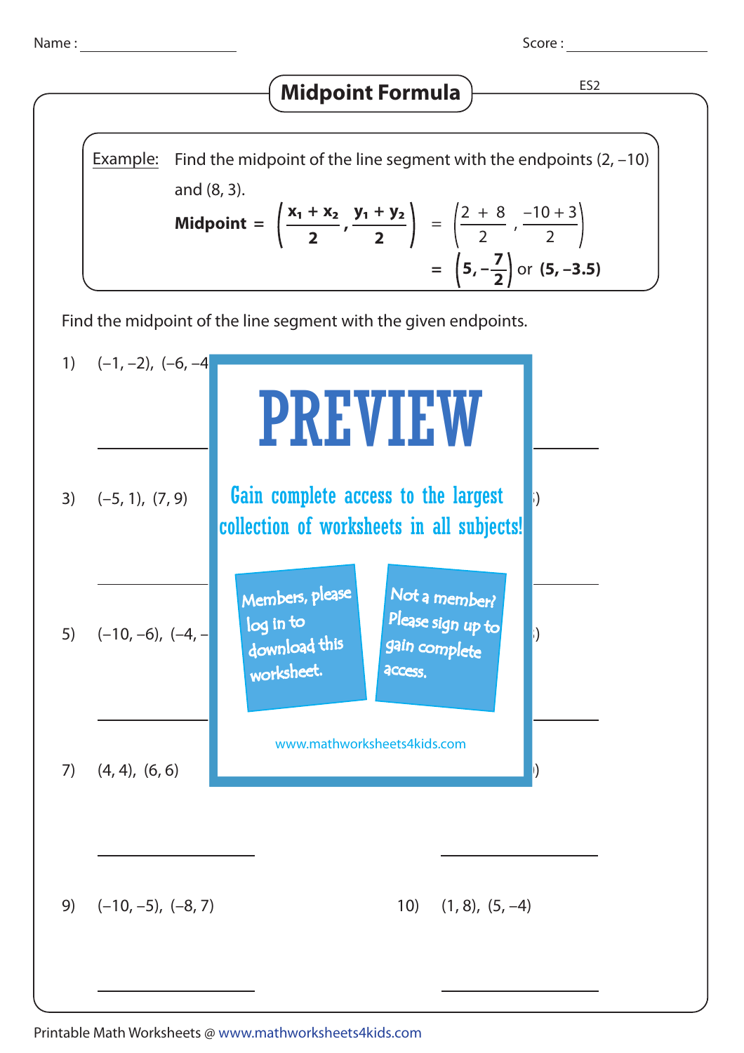Name : ____________________ Score : ____________________

# Midpoint Formula

ES2

**Example:** Find the midpoint of the line segment with the endpoints (2, –10) and (8, 3).

$$\textbf{Midpoint} = \left(\frac{x_1 + x_2}{2}, \frac{y_1 + y_2}{2}\right) = \left(\frac{2 + 8}{2}, \frac{-10 + 3}{2}\right)$$

$$= \left(5, -\frac{7}{2}\right) \text{ or } \mathbf{(5, -3.5)}$$

Find the midpoint of the line segment with the given endpoints.

1) (–1, –2), (–6, –4

3) (–5, 1), (7, 9)

5) (–10, –6), (–4, –

7) (4, 4), (6, 6)

9) (–10, –5), (–8, 7)

10) (1, 8), (5, –4)

**PREVIEW**

Gain complete access to the largest collection of worksheets in all subjects!

Members, please log in to download this worksheet.

Not a member? Please sign up to gain complete access.

www.mathworksheets4kids.com

Printable Math Worksheets @ www.mathworksheets4kids.com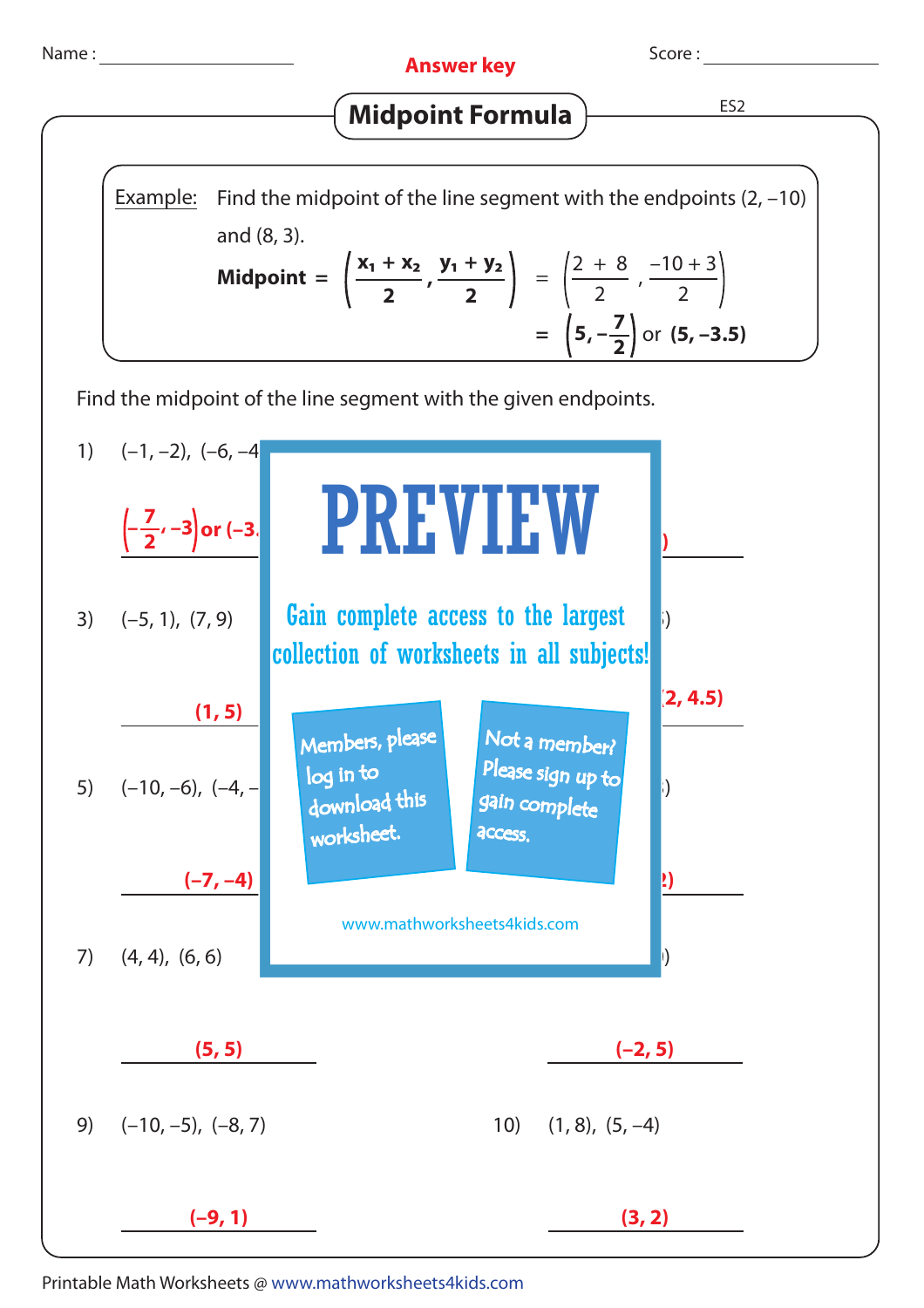Name : ____________ **Answer key** Score : ____________

# Midpoint Formula

ES2

**Example:** Find the midpoint of the line segment with the endpoints (2, –10) and (8, 3).

$$\textbf{Midpoint} = \left(\frac{x_1 + x_2}{2}, \frac{y_1 + y_2}{2}\right) = \left(\frac{2 + 8}{2}, \frac{-10 + 3}{2}\right)$$

$$= \left(5, -\frac{7}{2}\right) \text{ or } \mathbf{(5, -3.5)}$$

Find the midpoint of the line segment with the given endpoints.

1) (–1, –2), (–6, –4

$\left(-\frac{7}{2}, -3\right)$ or (–3.

3) (–5, 1), (7, 9)

**(1, 5)**

**(2, 4.5)**

5) (–10, –6), (–4, –

**(–7, –4)**

7) (4, 4), (6, 6)

**(5, 5)**

**(–2, 5)**

9) (–10, –5), (–8, 7)

**(–9, 1)**

10) (1, 8), (5, –4)

**(3, 2)**

PREVIEW

Gain complete access to the largest collection of worksheets in all subjects!

Members, please log in to download this worksheet.

Not a member? Please sign up to gain complete access.

www.mathworksheets4kids.com

Printable Math Worksheets @ www.mathworksheets4kids.com